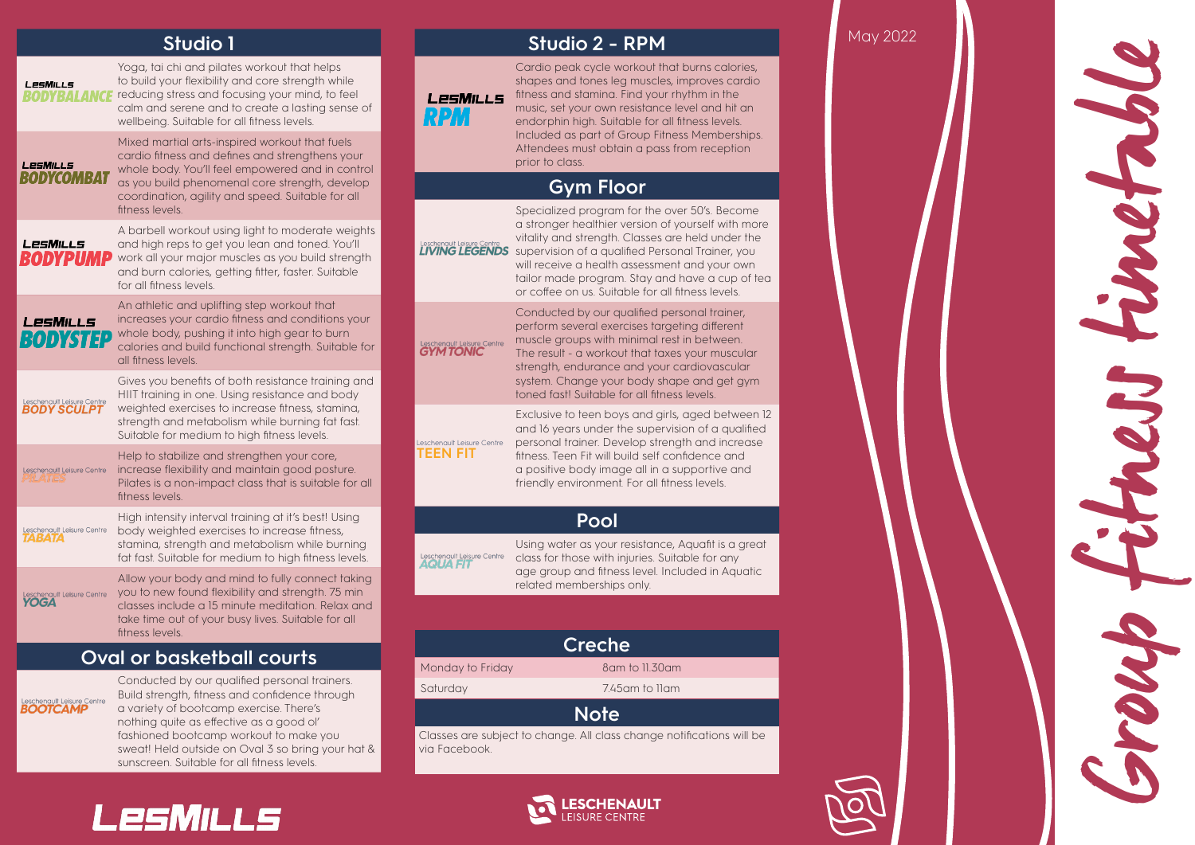# Group fitness timetable

May 2022

## Studio 1

**LesMills BODYBALANCE**

Yoga, tai chi and pilates workout that helps to build your flexibility and core strength while reducing stress and focusing your mind, to feel calm and serene and to create a lasting sense of wellbeing. Suitable for all fitness levels.

**LesMills BODYCOMBAT**

Mixed martial arts-inspired workout that fuels cardio fitness and defines and strengthens your whole body. You'll feel empowered and in control as you build phenomenal core strength, develop coordination, agility and speed. Suitable for all fitness levels.

**LesMills BODYPUMP**

A barbell workout using light to moderate weights and high reps to get you lean and toned. You'll work all your major muscles as you build strength and burn calories, getting fitter, faster. Suitable for all fitness levels.

**LesMills BODYSTEP**

An athletic and uplifting step workout that increases your cardio fitness and conditions your whole body, pushing it into high gear to burn calories and build functional strength. Suitable for all fitness levels.

**Leschenault Leisure Centre BODY SCULPT**

Gives you benefits of both resistance training and HIIT training in one. Using resistance and body weighted exercises to increase fitness, stamina, strength and metabolism while burning fat fast. Suitable for medium to high fitness levels.

**Leschenault Leisure Centre PILATES**

Help to stabilize and strengthen your core, increase flexibility and maintain good posture. Pilates is a non-impact class that is suitable for all fitness levels.

**Leschenault Leisure Centre TABATA**

High intensity interval training at it's best! Using body weighted exercises to increase fitness, stamina, strength and metabolism while burning fat fast. Suitable for medium to high fitness levels.

**Leschenault Leisure Centre YOGA**

Allow your body and mind to fully connect taking you to new found flexibility and strength. 75 min classes include a 15 minute meditation. Relax and take time out of your busy lives. Suitable for all fitness levels.

## Oval or basketball courts

**Leschenault Leisure Centre BOOTCAMP**

Conducted by our qualified personal trainers. Build strength, fitness and confidence through a variety of bootcamp exercise. There's nothing quite as effective as a good ol' fashioned bootcamp workout to make you sweat! Held outside on Oval 3 so bring your hat & sunscreen. Suitable for all fitness levels.

## Studio 2 - RPM

**LesMills RPM**

Cardio peak cycle workout that burns calories, shapes and tones leg muscles, improves cardio fitness and stamina. Find your rhythm in the music, set your own resistance level and hit an endorphin high. Suitable for all fitness levels. Included as part of Group Fitness Memberships. Attendees must obtain a pass from reception prior to class.

## Gym Floor

**Leschenault Leisure Centre LIVING LEGENDS**

Specialized program for the over 50's. Become a stronger healthier version of yourself with more vitality and strength. Classes are held under the supervision of a qualified Personal Trainer, you will receive a health assessment and your own tailor made program. Stay and have a cup of tea or coffee on us. Suitable for all fitness levels.

**Leschenault Leisure Centre GYM TONIC**

Conducted by our qualified personal trainer, perform several exercises targeting different muscle groups with minimal rest in between. The result - a workout that taxes your muscular strength, endurance and your cardiovascular system. Change your body shape and get gym toned fast! Suitable for all fitness levels.

**Leschenault Leisure Centre TEEN FIT**

Exclusive to teen boys and girls, aged between 12 and 16 years under the supervision of a qualified personal trainer. Develop strength and increase fitness. Teen Fit will build self confidence and a positive body image all in a supportive and friendly environment. For all fitness levels.

## Pool

**Leschenault Leisure Centre AQUA FIT**

Using water as your resistance, Aquafit is a great class for those with injuries. Suitable for any age group and fitness level. Included in Aquatic related memberships only.

## Creche

| | |
|---|---|
| Monday to Friday | 8am to 11.30am |
| Saturday | 7.45am to 11am |

## Note

Classes are subject to change. All class change notifications will be via Facebook.

LesMills

Leschenault Leisure Centre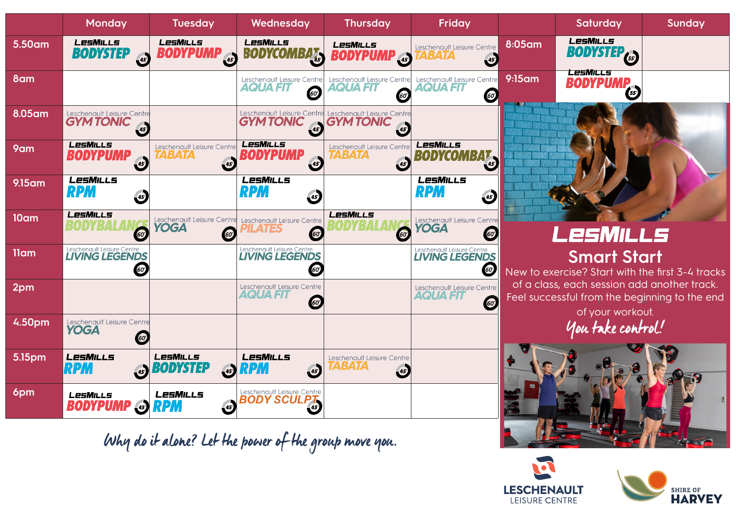| | Monday | Tuesday | Wednesday | Thursday | Friday |
|---|---|---|---|---|---|
| 5.50am | LesMills BODYSTEP 45' | LesMills BODYPUMP 45' | LesMills BODYCOMBAT 45' | LesMills BODYPUMP 45' | Leschenault Leisure Centre TABATA 45' |
| 8am | | | Leschenault Leisure Centre AQUA FIT 60' | Leschenault Leisure Centre AQUA FIT 60' | Leschenault Leisure Centre AQUA FIT 60' |
| 8.05am | Leschenault Leisure Centre GYM TONIC 45' | | Leschenault Leisure Centre GYM TONIC 45' | Leschenault Leisure Centre GYM TONIC 45' | |
| 9am | LesMills BODYPUMP 45' | Leschenault Leisure Centre TABATA 45' | LesMills BODYPUMP 45' | Leschenault Leisure Centre TABATA 45' | LesMills BODYCOMBAT 45' |
| 9.15am | LesMills RPM 45' | | LesMills RPM 45' | | LesMills RPM 45' |
| 10am | LesMills BODYBALANCE 60' | Leschenault Leisure Centre YOGA 60' | Leschenault Leisure Centre PILATES 60' | LesMills BODYBALANCE 60' | Leschenault Leisure Centre YOGA 60' |
| 11am | Leschenault Leisure Centre LIVING LEGENDS 60' | | Leschenault Leisure Centre LIVING LEGENDS 60' | | Leschenault Leisure Centre LIVING LEGENDS 60' |
| 2pm | | | Leschenault Leisure Centre AQUA FIT 60' | | Leschenault Leisure Centre AQUA FIT 60' |
| 4.50pm | Leschenault Leisure Centre YOGA 60' | | | | |
| 5.15pm | LesMills RPM 45' | LesMills BODYSTEP 45' | LesMills RPM 45' | Leschenault Leisure Centre TABATA 45' | |
| 6pm | LesMills BODYPUMP 45' | LesMills RPM 45' | Leschenault Leisure Centre BODY SCULPT 45' | | |

| | Saturday | Sunday |
|---|---|---|
| 8:05am | LesMills BODYSTEP 55' | |
| 9:15am | LesMills BODYPUMP 55' | |

## LesMills Smart Start

New to exercise? Start with the first 3-4 tracks of a class, each session add another track. Feel successful from the beginning to the end of your workout.

*You take control!*

*Why do it alone? Let the power of the group move you.*

LESCHENAULT LEISURE CENTRE

SHIRE OF HARVEY